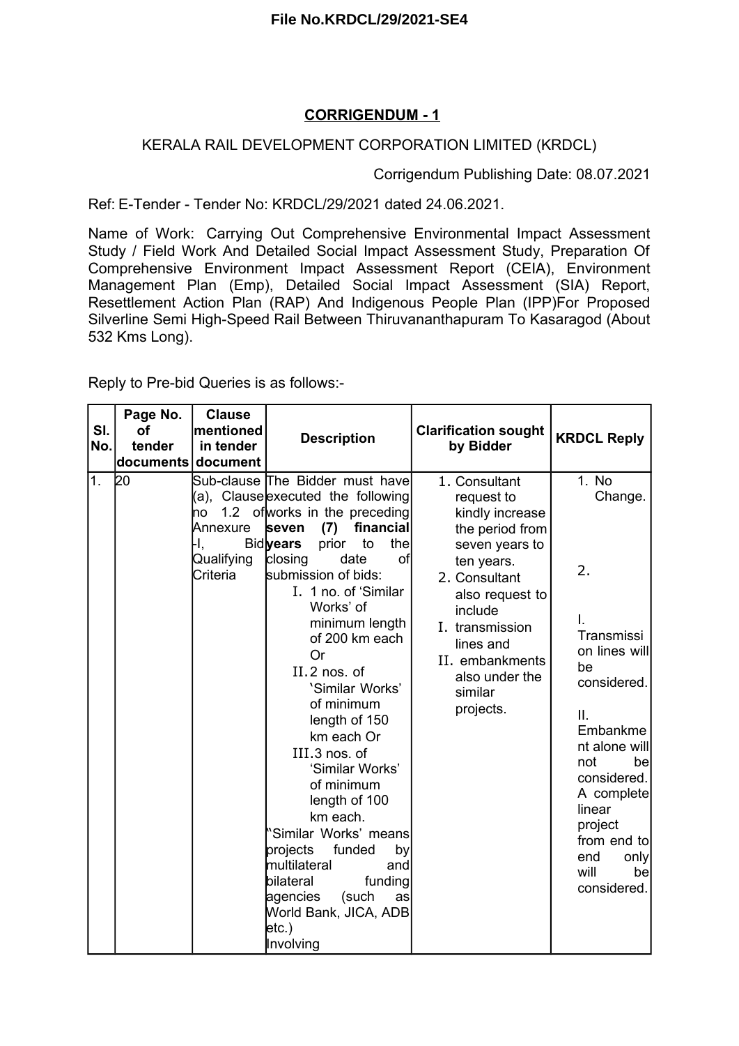**File No.KRDCL/29/2021-SE4**

## CORRIGENDUM - 1

KERALA RAIL DEVELOPMENT CORPORATION LIMITED (KRDCL)

Corrigendum Publishing Date: 08.07.2021

Ref: E-Tender - Tender No: KRDCL/29/2021 dated 24.06.2021.

Name of Work: Carrying Out Comprehensive Environmental Impact Assessment Study / Field Work And Detailed Social Impact Assessment Study, Preparation Of Comprehensive Environment Impact Assessment Report (CEIA), Environment Management Plan (Emp), Detailed Social Impact Assessment (SIA) Report, Resettlement Action Plan (RAP) And Indigenous People Plan (IPP)For Proposed Silverline Semi High-Speed Rail Between Thiruvananthapuram To Kasaragod (About 532 Kms Long).

Reply to Pre-bid Queries is as follows:-

| Sl. No. | Page No. of tender documents | Clause mentioned in tender document | Description | Clarification sought by Bidder | KRDCL Reply |
|---|---|---|---|---|---|
| 1. | 20 | Sub-clause (a), Clause no 1.2 of Annexure -I, Bid Qualifying Criteria | The Bidder must have executed the following works in the preceding **seven (7) financial years** prior to the closing date of submission of bids:<br>I. 1 no. of 'Similar Works' of minimum length of 200 km each Or<br>II. 2 nos. of 'Similar Works' of minimum length of 150 km each Or<br>III. 3 nos. of 'Similar Works' of minimum length of 100 km each.<br>"Similar Works' means projects funded by multilateral and bilateral funding agencies (such as World Bank, JICA, ADB etc.)<br>Involving | 1. Consultant request to kindly increase the period from seven years to ten years.<br>2. Consultant also request to include<br>I. transmission lines and<br>II. embankments also under the similar projects. | 1. No Change.<br>2.<br>I. Transmission lines will be considered.<br>II. Embankment alone will not be considered. A complete linear project from end to end only will be considered. |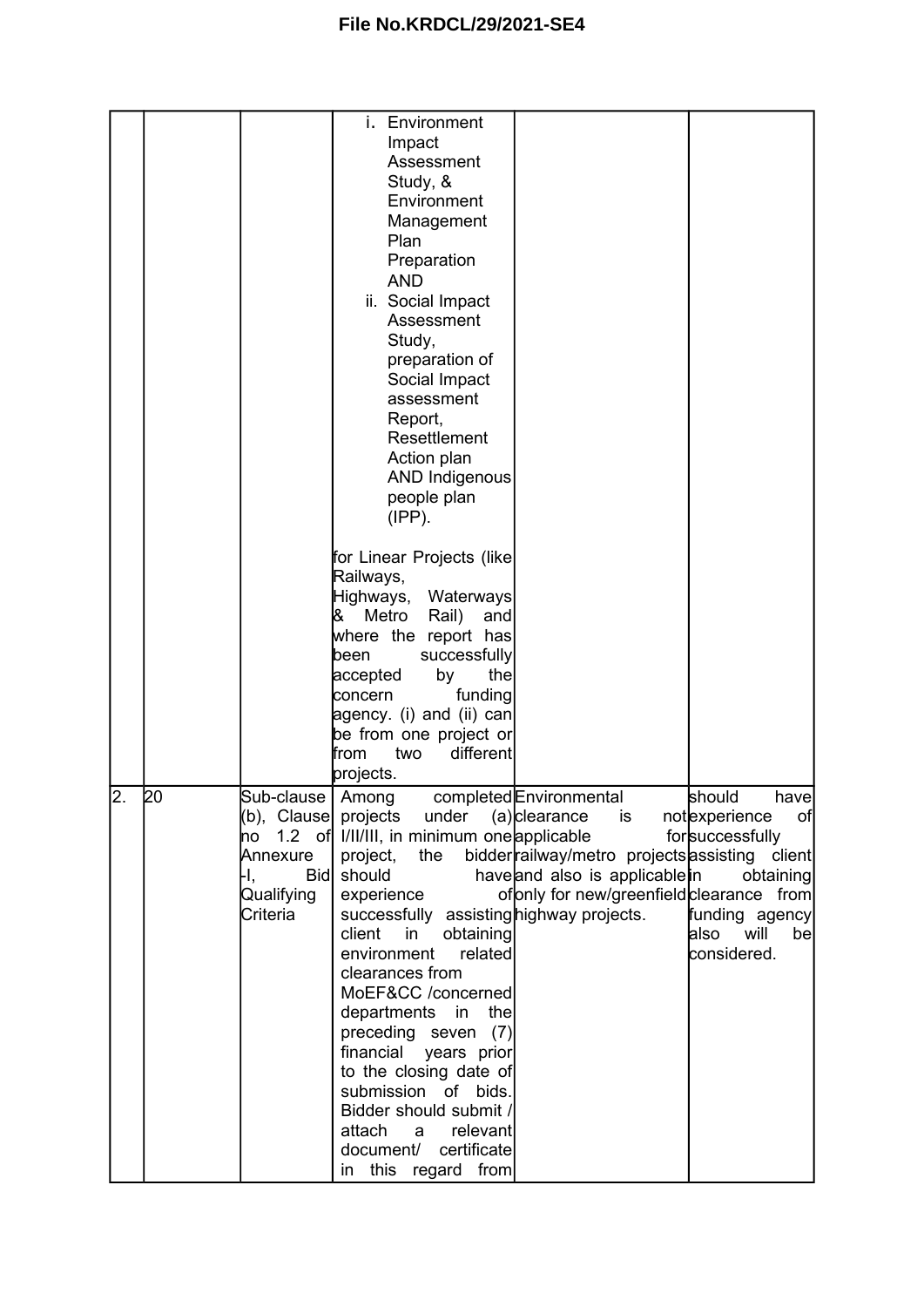| | | | | | |
|---|---|---|---|---|---|
| | | | i. Environment Impact Assessment Study, & Environment Management Plan Preparation AND<br>ii. Social Impact Assessment Study, preparation of Social Impact assessment Report, Resettlement Action plan AND Indigenous people plan (IPP).<br><br>for Linear Projects (like Railways, Highways, Waterways & Metro Rail) and where the report has been successfully accepted by the concern funding agency. (i) and (ii) can be from one project or from two different projects. | | |
| 2. | 20 | Sub-clause (b), Clause no 1.2 of Annexure -I, Bid Qualifying Criteria | Among completed projects under (a) I/II/III, in minimum one project, the bidder should have experience of successfully assisting client in obtaining environment related clearances from MoEF&CC /concerned departments in the preceding seven (7) financial years prior to the closing date of submission of bids. Bidder should submit / attach a relevant document/ certificate in this regard from | Environmental clearance is not applicable for railway/metro projects and also is applicable only for new/greenfield highway projects. | should have experience of successfully assisting client in obtaining clearance from funding agency also will be considered. |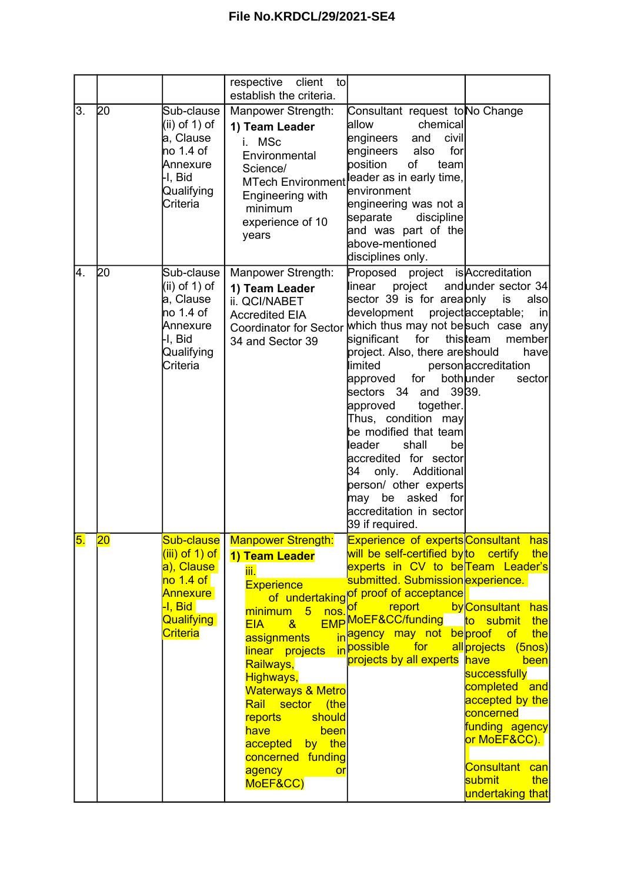# File No.KRDCL/29/2021-SE4

| | | | | | |
|---|---|---|---|---|---|
| | | | respective client to establish the criteria. | | |
| 3. | 20 | Sub-clause (ii) of 1) of a, Clause no 1.4 of Annexure -I, Bid Qualifying Criteria | Manpower Strength: **1) Team Leader** i. MSc Environmental Science/ MTech Environment Engineering with minimum experience of 10 years | Consultant request to allow chemical engineers and civil engineers also for position of team leader as in early time, environment engineering was not a separate discipline and was part of the above-mentioned disciplines only. | No Change |
| 4. | 20 | Sub-clause (ii) of 1) of a, Clause no 1.4 of Annexure -I, Bid Qualifying Criteria | Manpower Strength: **1) Team Leader** ii. QCI/NABET Accredited EIA Coordinator for Sector 34 and Sector 39 | Proposed project is linear project and sector 39 is for area development project which thus may not be significant for this project. Also, there are limited person approved for both sectors 34 and 39 approved together. Thus, condition may be modified that team leader shall be accredited for sector 34 only. Additional person/ other experts may be asked for accreditation in sector 39 if required. | Accreditation under sector 34 only is also acceptable; in such case any team member should have accreditation under sector 39. |
| 5. | 20 | Sub-clause (iii) of 1) of a), Clause no 1.4 of Annexure -I, Bid Qualifying Criteria | Manpower Strength: **1) Team Leader** iii. Experience of undertaking minimum 5 nos. EIA & EMP assignments in linear projects in Railways, Highways, Waterways & Metro Rail sector (the reports should been have accepted by the concerned funding agency or MoEF&CC) | Experience of experts will be self-certified by experts in CV to be submitted. Submission of proof of acceptance of report by MoEF&CC/funding agency may not be possible for all projects by all experts | Consultant has to certify the Team Leader's experience. Consultant has to submit the proof of the projects (5nos) have been successfully completed and accepted by the concerned funding agency or MoEF&CC). Consultant can submit the undertaking that |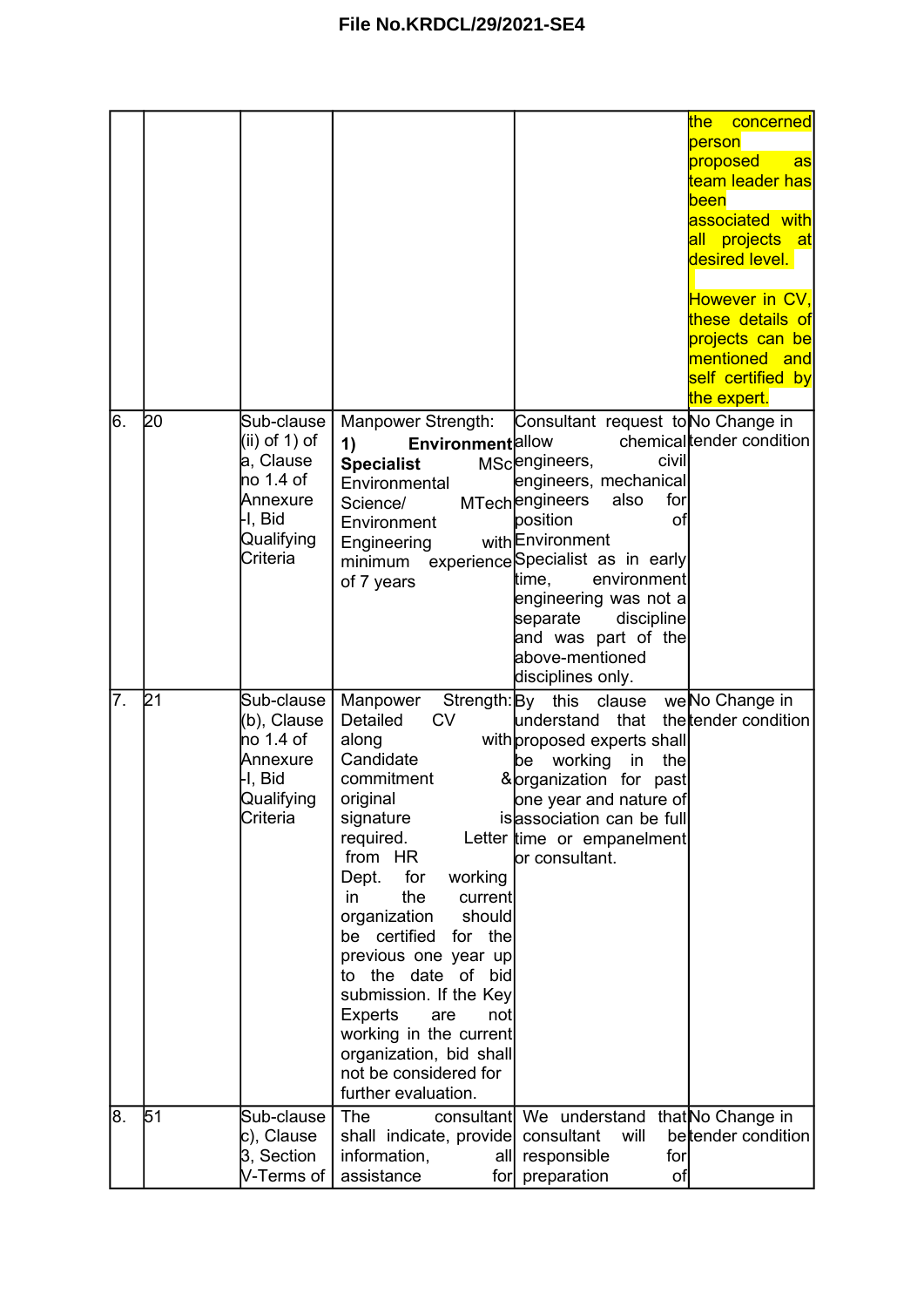| | | | | | the concerned person proposed as team leader has been associated with all projects at desired level.<br><br>However in CV, these details of projects can be mentioned and self certified by the expert. |
|---|---|---|---|---|---|
| 6. | 20 | Sub-clause (ii) of 1) of a, Clause no 1.4 of Annexure I, Bid Qualifying Criteria | Manpower Strength:<br>**1) Environment Specialist** MSc Environmental Science/ MTech Environment Engineering with minimum experience of 7 years | Consultant request to allow chemical engineers, civil engineers, mechanical engineers also for position of Environment Specialist as in early time, environment engineering was not a separate discipline and was part of the above-mentioned disciplines only. | No Change in tender condition |
| 7. | 21 | Sub-clause (b), Clause no 1.4 of Annexure I, Bid Qualifying Criteria | Manpower Strength: Detailed CV along with Candidate commitment & original signature is required. Letter from HR Dept. for working in the current organization should be certified for the previous one year up to the date of bid submission. If the Key Experts are not working in the current organization, bid shall not be considered for further evaluation. | By this clause we understand that the proposed experts shall be working in the organization for past one year and nature of association can be full time or empanelment or consultant. | No Change in tender condition |
| 8. | 51 | Sub-clause c), Clause 3, Section V-Terms of | The consultant shall indicate, provide information, all assistance for | We understand that consultant will be responsible for preparation of | No Change in tender condition |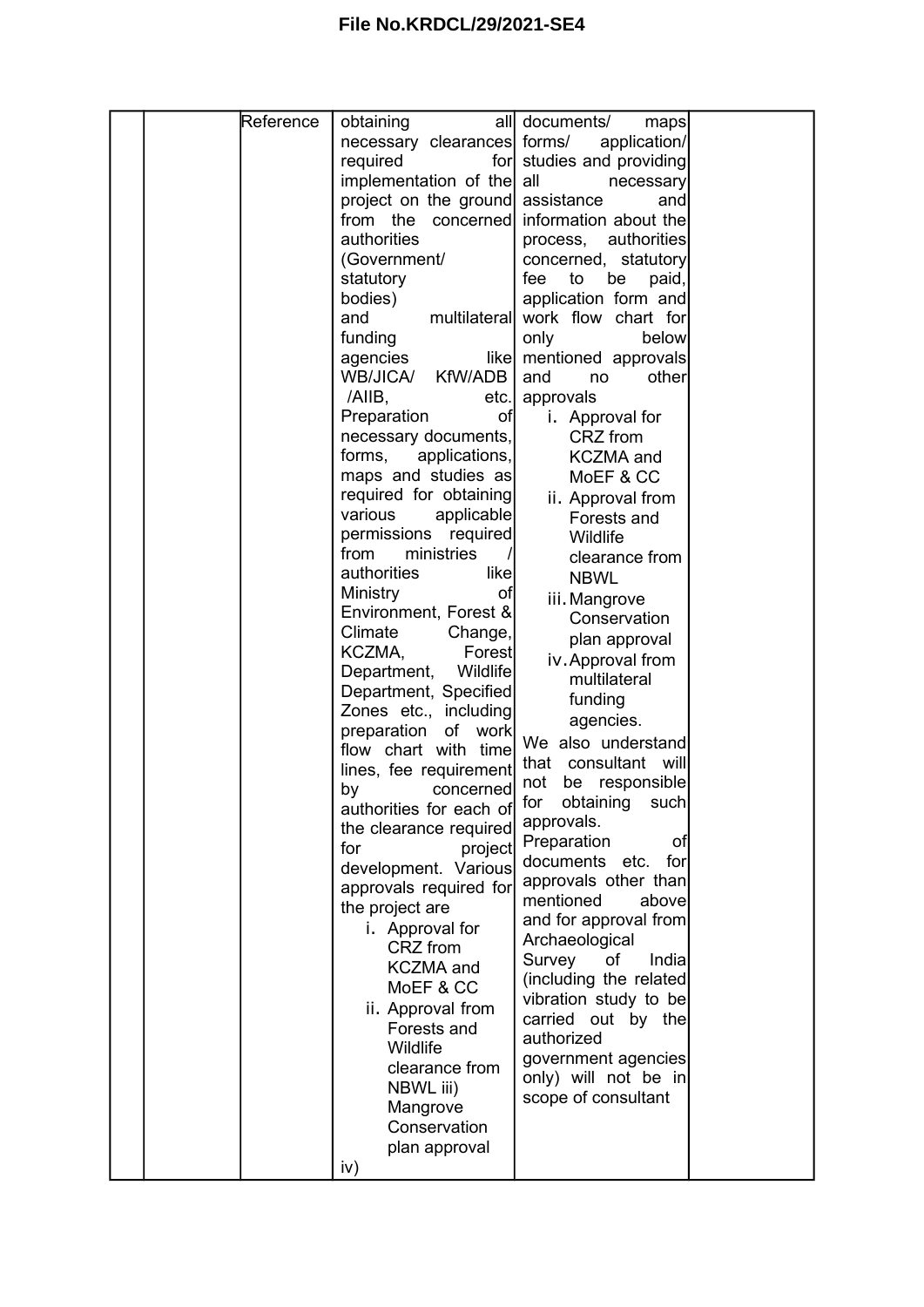# File No.KRDCL/29/2021-SE4

| | | | | | |
|---|---|---|---|---|---|
| | | Reference | obtaining all necessary clearances required for implementation of the project on the ground from the concerned authorities (Government/ statutory bodies) and multilateral funding agencies like WB/JICA/ KfW/ADB /AIIB, etc. Preparation of necessary documents, forms, applications, maps and studies as required for obtaining various applicable permissions required from ministries / authorities like Ministry of Environment, Forest & Climate Change, KCZMA, Forest Department, Wildlife Department, Specified Zones etc., including preparation of work flow chart with time lines, fee requirement by concerned authorities for each of the clearance required for project development. Various approvals required for the project are<br>i. Approval for CRZ from KCZMA and MoEF & CC<br>ii. Approval from Forests and Wildlife clearance from NBWL iii) Mangrove Conservation plan approval<br>iv) | documents/ maps forms/ application/ studies and providing all necessary assistance and information about the process, authorities concerned, statutory fee to be paid, application form and work flow chart for only below mentioned approvals and no other approvals<br>i. Approval for CRZ from KCZMA and MoEF & CC<br>ii. Approval from Forests and Wildlife clearance from NBWL<br>iii. Mangrove Conservation plan approval<br>iv. Approval from multilateral funding agencies.<br>We also understand that consultant will not be responsible for obtaining such approvals.<br>Preparation of documents etc. for approvals other than mentioned above and for approval from Archaeological Survey of India (including the related vibration study to be carried out by the authorized government agencies only) will not be in scope of consultant | |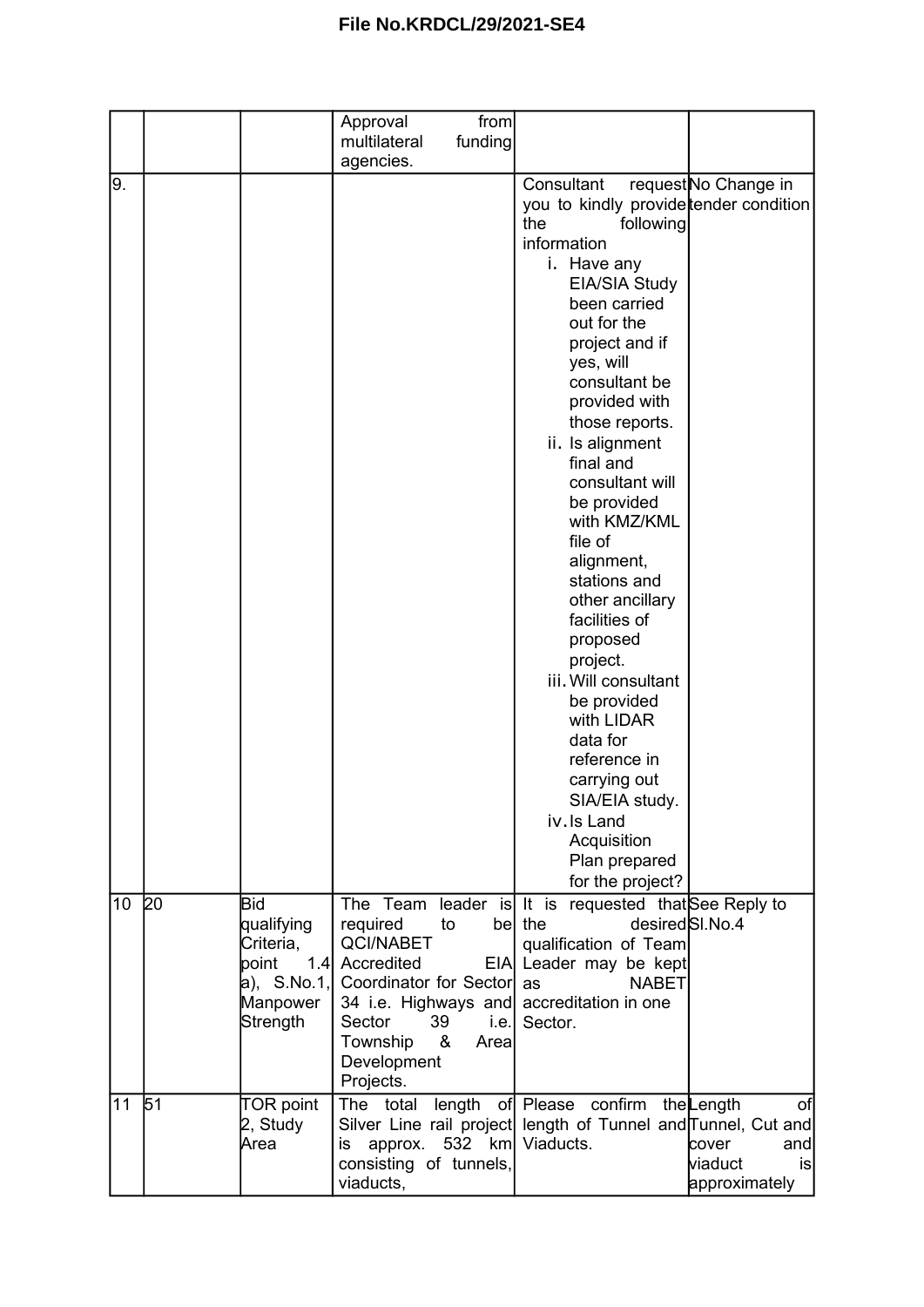File No.KRDCL/29/2021-SE4

| | | | | | |
|---|---|---|---|---|---|
| | | | Approval from multilateral funding agencies. | | |
| 9. | | | | Consultant request you to kindly provide the following information<br>i. Have any EIA/SIA Study been carried out for the project and if yes, will consultant be provided with those reports.<br>ii. Is alignment final and consultant will be provided with KMZ/KML file of alignment, stations and other ancillary facilities of proposed project.<br>iii. Will consultant be provided with LIDAR data for reference in carrying out SIA/EIA study.<br>iv. Is Land Acquisition Plan prepared for the project? | No Change in tender condition |
| 10 | 20 | Bid qualifying Criteria, point 1.4 a), S.No.1, Manpower Strength | The Team leader is required to be QCI/NABET Accredited EIA Coordinator for Sector 34 i.e. Highways and Sector 39 i.e. Township & Area Development Projects. | It is requested that the desired qualification of Team Leader may be kept as NABET accreditation in one Sector. | See Reply to Sl.No.4 |
| 11 | 51 | TOR point 2, Study Area | The total length of Silver Line rail project is approx. 532 km consisting of tunnels, viaducts, | Please confirm the length of Tunnel and Viaducts. | Length of Tunnel, Cut and cover and viaduct is approximately |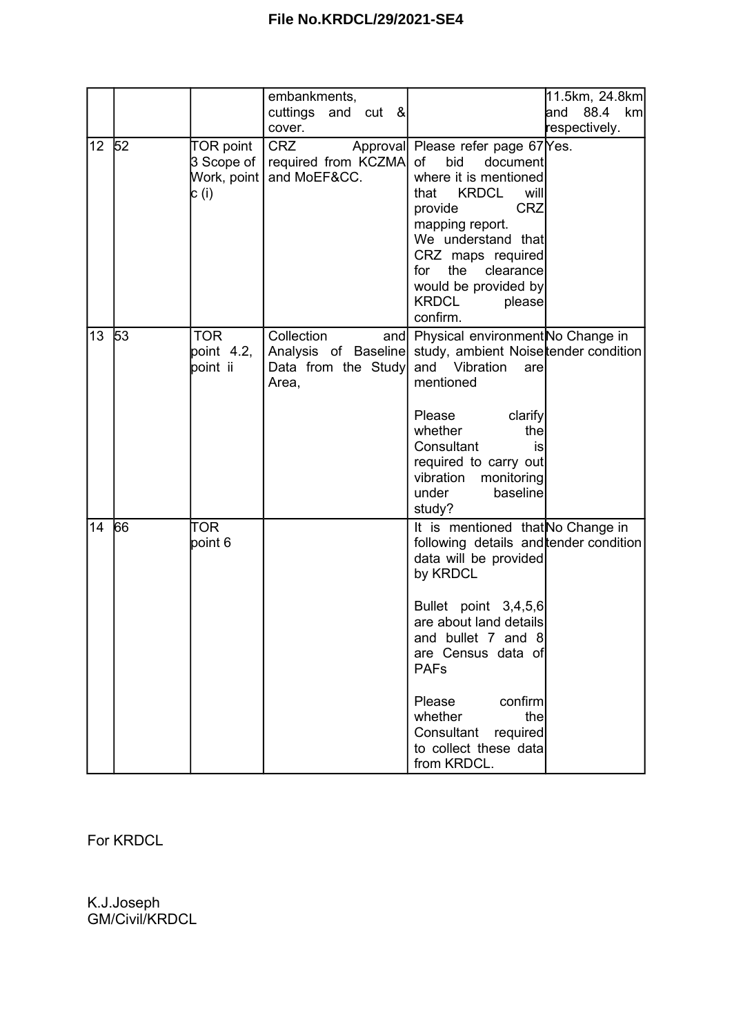# File No.KRDCL/29/2021-SE4

| | | | | | |
|---|---|---|---|---|---|
| | | | embankments, cuttings and cut & cover. | | 11.5km, 24.8km and 88.4 km respectively. |
| 12 | 52 | TOR point 3 Scope of Work, point c (i) | CRZ Approval required from KCZMA and MoEF&CC. | Please refer page 67 of bid document where it is mentioned that KRDCL will provide CRZ mapping report. We understand that CRZ maps required for the clearance would be provided by KRDCL please confirm. | Yes. |
| 13 | 53 | TOR point 4.2, point ii | Collection and Analysis of Baseline Data from the Study Area, | Physical environment study, ambient Noise and Vibration are mentioned<br><br>Please clarify whether the Consultant is required to carry out vibration monitoring under baseline study? | No Change in tender condition |
| 14 | 66 | TOR point 6 | | It is mentioned that following details and data will be provided by KRDCL<br><br>Bullet point 3,4,5,6 are about land details and bullet 7 and 8 are Census data of PAFs<br><br>Please confirm whether the Consultant required to collect these data from KRDCL. | No Change in tender condition |

For KRDCL

K.J.Joseph
GM/Civil/KRDCL